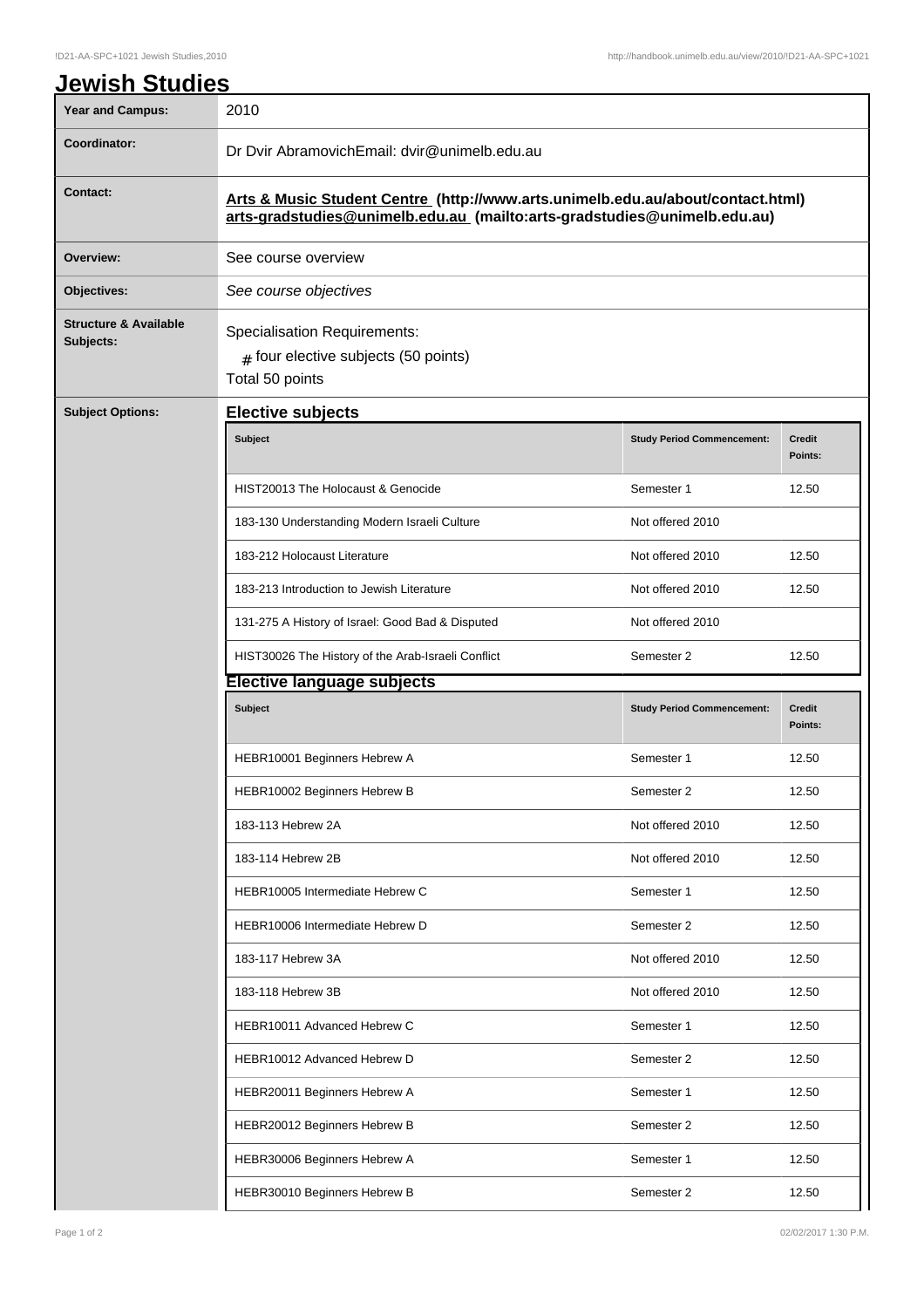# Jewish Studies

| | |
|---|---|
| **Year and Campus:** | 2010 |
| **Coordinator:** | Dr Dvir AbramovichEmail: dvir@unimelb.edu.au |
| **Contact:** | **Arts & Music Student Centre (http://www.arts.unimelb.edu.au/about/contact.html) arts-gradstudies@unimelb.edu.au (mailto:arts-gradstudies@unimelb.edu.au)** |
| **Overview:** | See course overview |
| **Objectives:** | *See course objectives* |
| **Structure & Available Subjects:** | Specialisation Requirements: # four elective subjects (50 points) Total 50 points |

**Subject Options:**

## Elective subjects

| Subject | Study Period Commencement: | Credit Points: |
|---|---|---|
| HIST20013 The Holocaust & Genocide | Semester 1 | 12.50 |
| 183-130 Understanding Modern Israeli Culture | Not offered 2010 | |
| 183-212 Holocaust Literature | Not offered 2010 | 12.50 |
| 183-213 Introduction to Jewish Literature | Not offered 2010 | 12.50 |
| 131-275 A History of Israel: Good Bad & Disputed | Not offered 2010 | |
| HIST30026 The History of the Arab-Israeli Conflict | Semester 2 | 12.50 |

## Elective language subjects

| Subject | Study Period Commencement: | Credit Points: |
|---|---|---|
| HEBR10001 Beginners Hebrew A | Semester 1 | 12.50 |
| HEBR10002 Beginners Hebrew B | Semester 2 | 12.50 |
| 183-113 Hebrew 2A | Not offered 2010 | 12.50 |
| 183-114 Hebrew 2B | Not offered 2010 | 12.50 |
| HEBR10005 Intermediate Hebrew C | Semester 1 | 12.50 |
| HEBR10006 Intermediate Hebrew D | Semester 2 | 12.50 |
| 183-117 Hebrew 3A | Not offered 2010 | 12.50 |
| 183-118 Hebrew 3B | Not offered 2010 | 12.50 |
| HEBR10011 Advanced Hebrew C | Semester 1 | 12.50 |
| HEBR10012 Advanced Hebrew D | Semester 2 | 12.50 |
| HEBR20011 Beginners Hebrew A | Semester 1 | 12.50 |
| HEBR20012 Beginners Hebrew B | Semester 2 | 12.50 |
| HEBR30006 Beginners Hebrew A | Semester 1 | 12.50 |
| HEBR30010 Beginners Hebrew B | Semester 2 | 12.50 |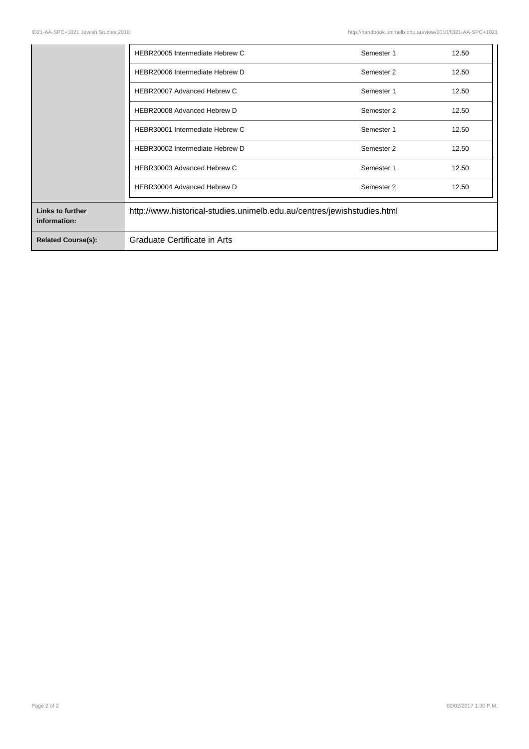| | | | |
|---|---|---|---|
| | HEBR20005 Intermediate Hebrew C | Semester 1 | 12.50 |
| | HEBR20006 Intermediate Hebrew D | Semester 2 | 12.50 |
| | HEBR20007 Advanced Hebrew C | Semester 1 | 12.50 |
| | HEBR20008 Advanced Hebrew D | Semester 2 | 12.50 |
| | HEBR30001 Intermediate Hebrew C | Semester 1 | 12.50 |
| | HEBR30002 Intermediate Hebrew D | Semester 2 | 12.50 |
| | HEBR30003 Advanced Hebrew C | Semester 1 | 12.50 |
| | HEBR30004 Advanced Hebrew D | Semester 2 | 12.50 |
| **Links to further information:** | http://www.historical-studies.unimelb.edu.au/centres/jewishstudies.html | | |
| **Related Course(s):** | Graduate Certificate in Arts | | |